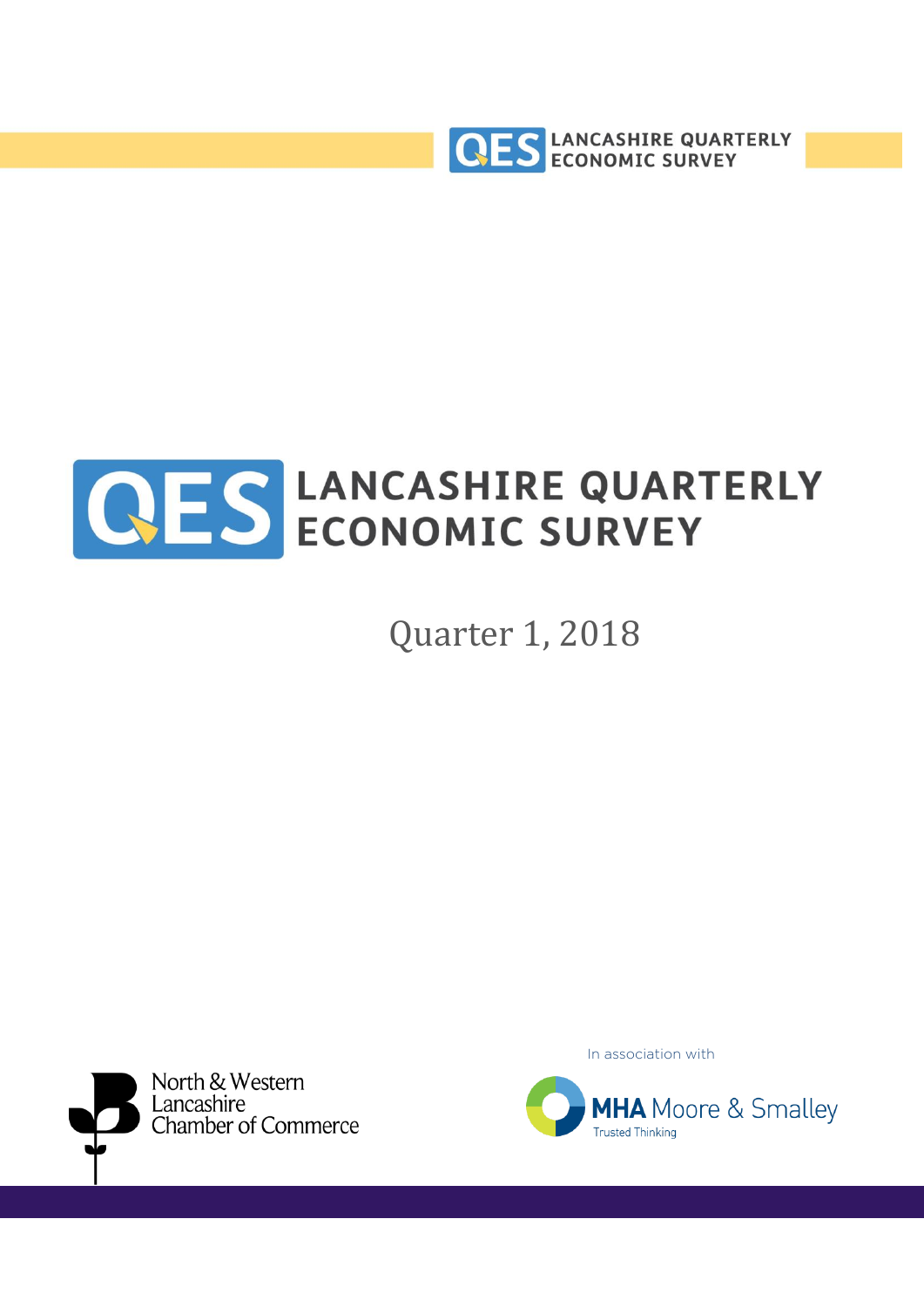# LANCASHIRE QUARTERLY ECONOMIC SURVEY

Quarter 1, 2018

North & Western Lancashire Chamber of Commerce

In association with

MHA Moore & Smalley
Trusted Thinking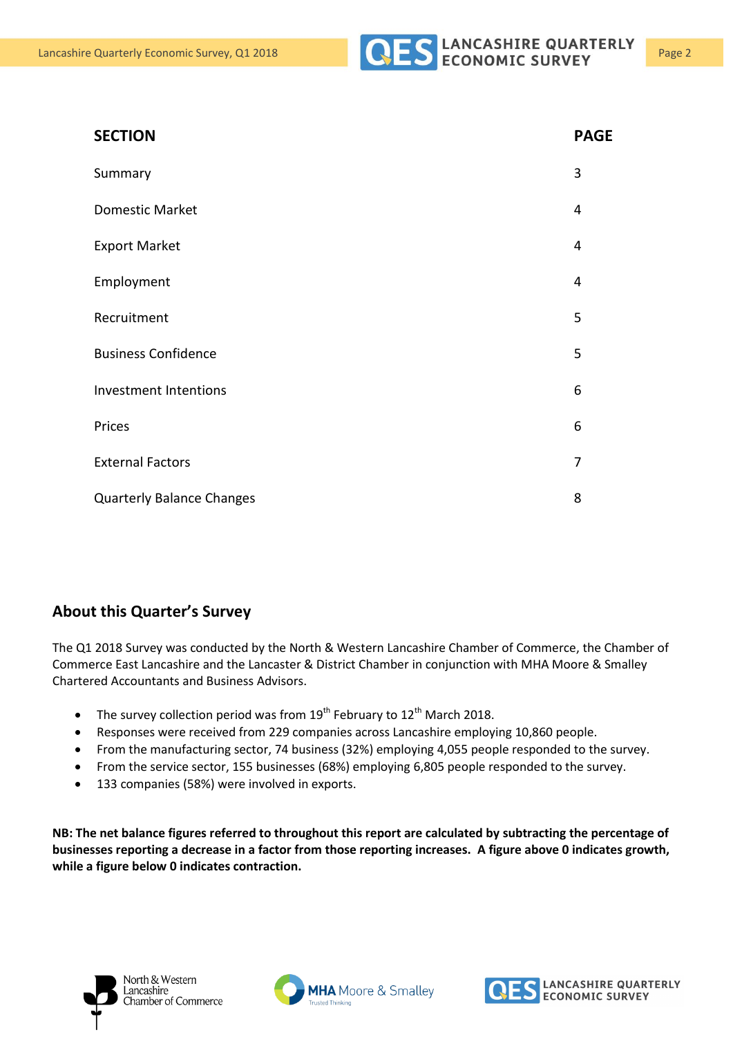| SECTION | PAGE |
|---|---|
| Summary | 3 |
| Domestic Market | 4 |
| Export Market | 4 |
| Employment | 4 |
| Recruitment | 5 |
| Business Confidence | 5 |
| Investment Intentions | 6 |
| Prices | 6 |
| External Factors | 7 |
| Quarterly Balance Changes | 8 |

## About this Quarter's Survey

The Q1 2018 Survey was conducted by the North & Western Lancashire Chamber of Commerce, the Chamber of Commerce East Lancashire and the Lancaster & District Chamber in conjunction with MHA Moore & Smalley Chartered Accountants and Business Advisors.

- The survey collection period was from 19th February to 12th March 2018.
- Responses were received from 229 companies across Lancashire employing 10,860 people.
- From the manufacturing sector, 74 business (32%) employing 4,055 people responded to the survey.
- From the service sector, 155 businesses (68%) employing 6,805 people responded to the survey.
- 133 companies (58%) were involved in exports.

**NB: The net balance figures referred to throughout this report are calculated by subtracting the percentage of businesses reporting a decrease in a factor from those reporting increases. A figure above 0 indicates growth, while a figure below 0 indicates contraction.**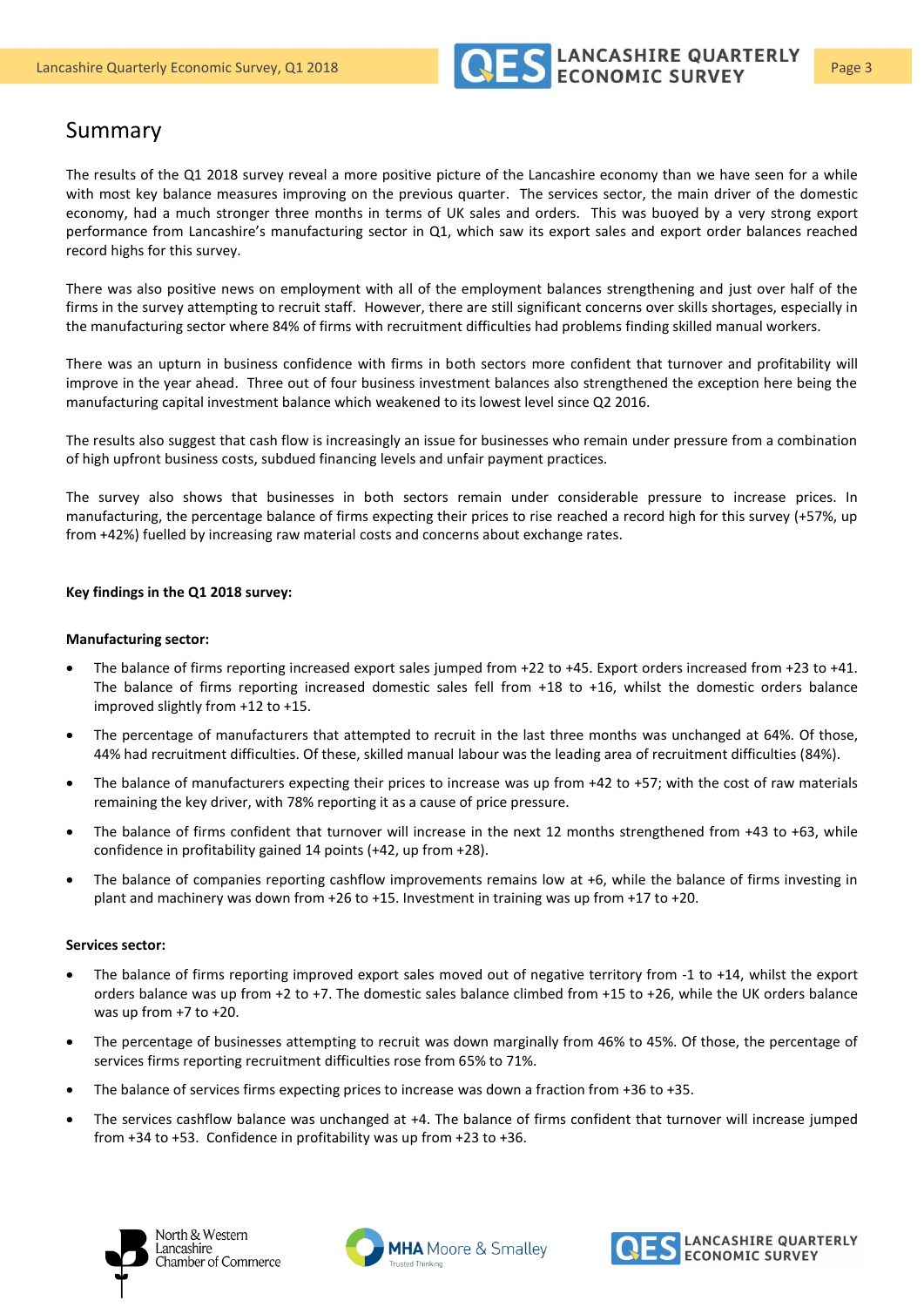## Summary

The results of the Q1 2018 survey reveal a more positive picture of the Lancashire economy than we have seen for a while with most key balance measures improving on the previous quarter. The services sector, the main driver of the domestic economy, had a much stronger three months in terms of UK sales and orders. This was buoyed by a very strong export performance from Lancashire's manufacturing sector in Q1, which saw its export sales and export order balances reached record highs for this survey.

There was also positive news on employment with all of the employment balances strengthening and just over half of the firms in the survey attempting to recruit staff. However, there are still significant concerns over skills shortages, especially in the manufacturing sector where 84% of firms with recruitment difficulties had problems finding skilled manual workers.

There was an upturn in business confidence with firms in both sectors more confident that turnover and profitability will improve in the year ahead. Three out of four business investment balances also strengthened the exception here being the manufacturing capital investment balance which weakened to its lowest level since Q2 2016.

The results also suggest that cash flow is increasingly an issue for businesses who remain under pressure from a combination of high upfront business costs, subdued financing levels and unfair payment practices.

The survey also shows that businesses in both sectors remain under considerable pressure to increase prices. In manufacturing, the percentage balance of firms expecting their prices to rise reached a record high for this survey (+57%, up from +42%) fuelled by increasing raw material costs and concerns about exchange rates.

**Key findings in the Q1 2018 survey:**

**Manufacturing sector:**

- The balance of firms reporting increased export sales jumped from +22 to +45. Export orders increased from +23 to +41. The balance of firms reporting increased domestic sales fell from +18 to +16, whilst the domestic orders balance improved slightly from +12 to +15.
- The percentage of manufacturers that attempted to recruit in the last three months was unchanged at 64%. Of those, 44% had recruitment difficulties. Of these, skilled manual labour was the leading area of recruitment difficulties (84%).
- The balance of manufacturers expecting their prices to increase was up from +42 to +57; with the cost of raw materials remaining the key driver, with 78% reporting it as a cause of price pressure.
- The balance of firms confident that turnover will increase in the next 12 months strengthened from +43 to +63, while confidence in profitability gained 14 points (+42, up from +28).
- The balance of companies reporting cashflow improvements remains low at +6, while the balance of firms investing in plant and machinery was down from +26 to +15. Investment in training was up from +17 to +20.

**Services sector:**

- The balance of firms reporting improved export sales moved out of negative territory from -1 to +14, whilst the export orders balance was up from +2 to +7. The domestic sales balance climbed from +15 to +26, while the UK orders balance was up from +7 to +20.
- The percentage of businesses attempting to recruit was down marginally from 46% to 45%. Of those, the percentage of services firms reporting recruitment difficulties rose from 65% to 71%.
- The balance of services firms expecting prices to increase was down a fraction from +36 to +35.
- The services cashflow balance was unchanged at +4. The balance of firms confident that turnover will increase jumped from +34 to +53. Confidence in profitability was up from +23 to +36.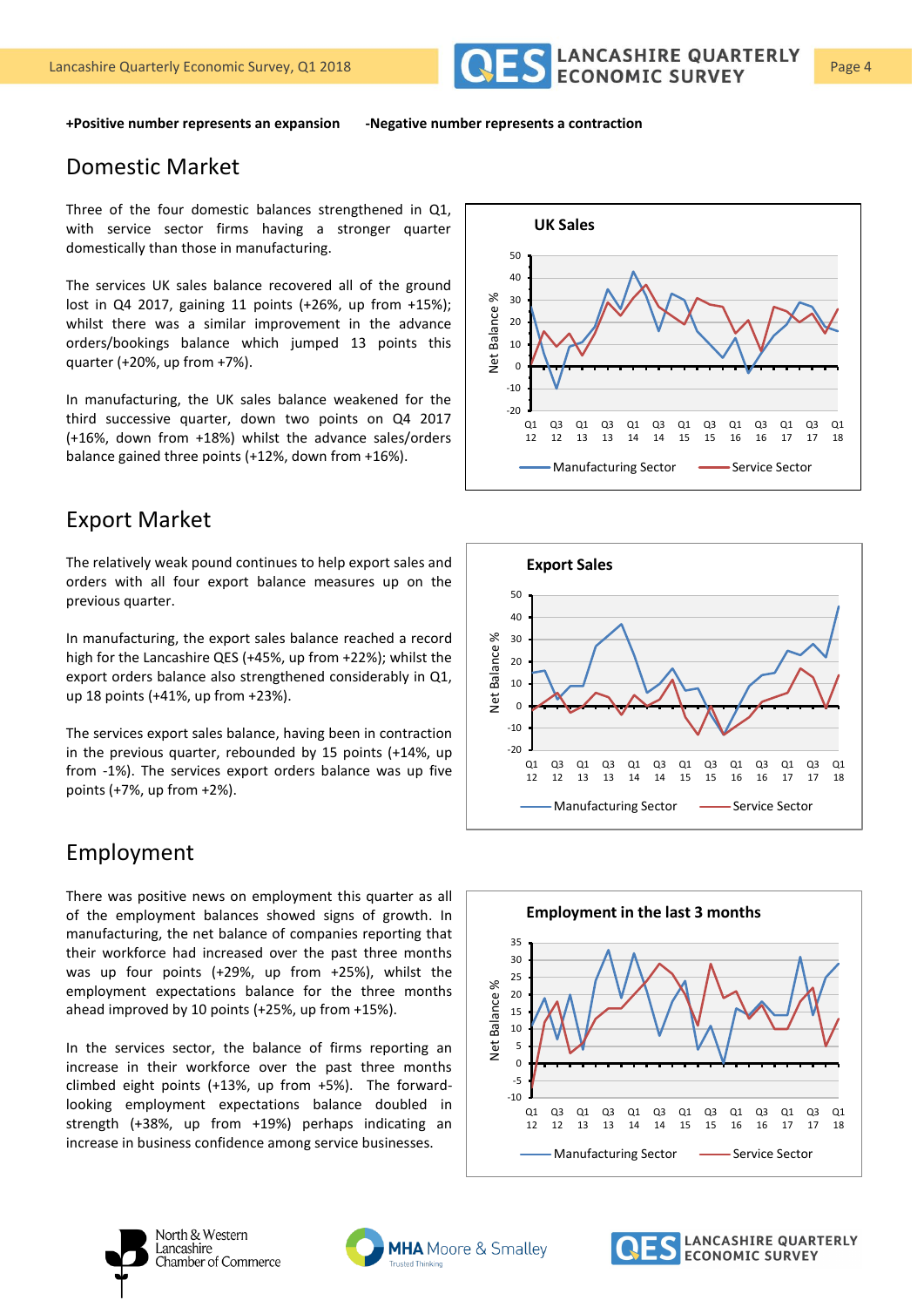**+Positive number represents an expansion** **-Negative number represents a contraction**

## Domestic Market

Three of the four domestic balances strengthened in Q1, with service sector firms having a stronger quarter domestically than those in manufacturing.

The services UK sales balance recovered all of the ground lost in Q4 2017, gaining 11 points (+26%, up from +15%); whilst there was a similar improvement in the advance orders/bookings balance which jumped 13 points this quarter (+20%, up from +7%).

In manufacturing, the UK sales balance weakened for the third successive quarter, down two points on Q4 2017 (+16%, down from +18%) whilst the advance sales/orders balance gained three points (+12%, down from +16%).

## Export Market

The relatively weak pound continues to help export sales and orders with all four export balance measures up on the previous quarter.

In manufacturing, the export sales balance reached a record high for the Lancashire QES (+45%, up from +22%); whilst the export orders balance also strengthened considerably in Q1, up 18 points (+41%, up from +23%).

The services export sales balance, having been in contraction in the previous quarter, rebounded by 15 points (+14%, up from -1%). The services export orders balance was up five points (+7%, up from +2%).

## Employment

There was positive news on employment this quarter as all of the employment balances showed signs of growth. In manufacturing, the net balance of companies reporting that their workforce had increased over the past three months was up four points (+29%, up from +25%), whilst the employment expectations balance for the three months ahead improved by 10 points (+25%, up from +15%).

In the services sector, the balance of firms reporting an increase in their workforce over the past three months climbed eight points (+13%, up from +5%). The forward-looking employment expectations balance doubled in strength (+38%, up from +19%) perhaps indicating an increase in business confidence among service businesses.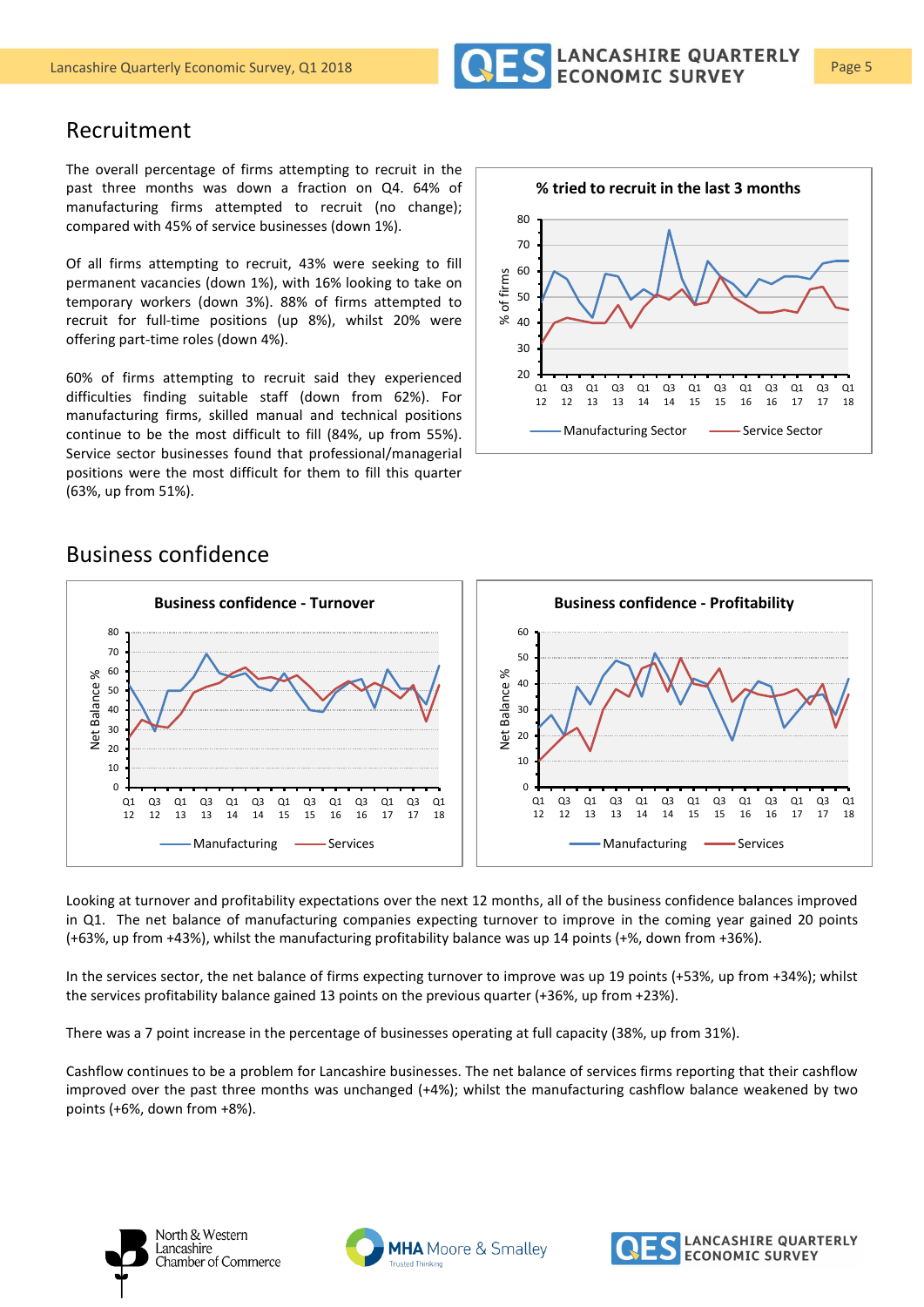## Recruitment

The overall percentage of firms attempting to recruit in the past three months was down a fraction on Q4. 64% of manufacturing firms attempted to recruit (no change); compared with 45% of service businesses (down 1%).

Of all firms attempting to recruit, 43% were seeking to fill permanent vacancies (down 1%), with 16% looking to take on temporary workers (down 3%). 88% of firms attempted to recruit for full-time positions (up 8%), whilst 20% were offering part-time roles (down 4%).

60% of firms attempting to recruit said they experienced difficulties finding suitable staff (down from 62%). For manufacturing firms, skilled manual and technical positions continue to be the most difficult to fill (84%, up from 55%). Service sector businesses found that professional/managerial positions were the most difficult for them to fill this quarter (63%, up from 51%).

**% tried to recruit in the last 3 months**

## Business confidence

**Business confidence - Turnover**

**Business confidence - Profitability**

Looking at turnover and profitability expectations over the next 12 months, all of the business confidence balances improved in Q1. The net balance of manufacturing companies expecting turnover to improve in the coming year gained 20 points (+63%, up from +43%), whilst the manufacturing profitability balance was up 14 points (+%, down from +36%).

In the services sector, the net balance of firms expecting turnover to improve was up 19 points (+53%, up from +34%); whilst the services profitability balance gained 13 points on the previous quarter (+36%, up from +23%).

There was a 7 point increase in the percentage of businesses operating at full capacity (38%, up from 31%).

Cashflow continues to be a problem for Lancashire businesses. The net balance of services firms reporting that their cashflow improved over the past three months was unchanged (+4%); whilst the manufacturing cashflow balance weakened by two points (+6%, down from +8%).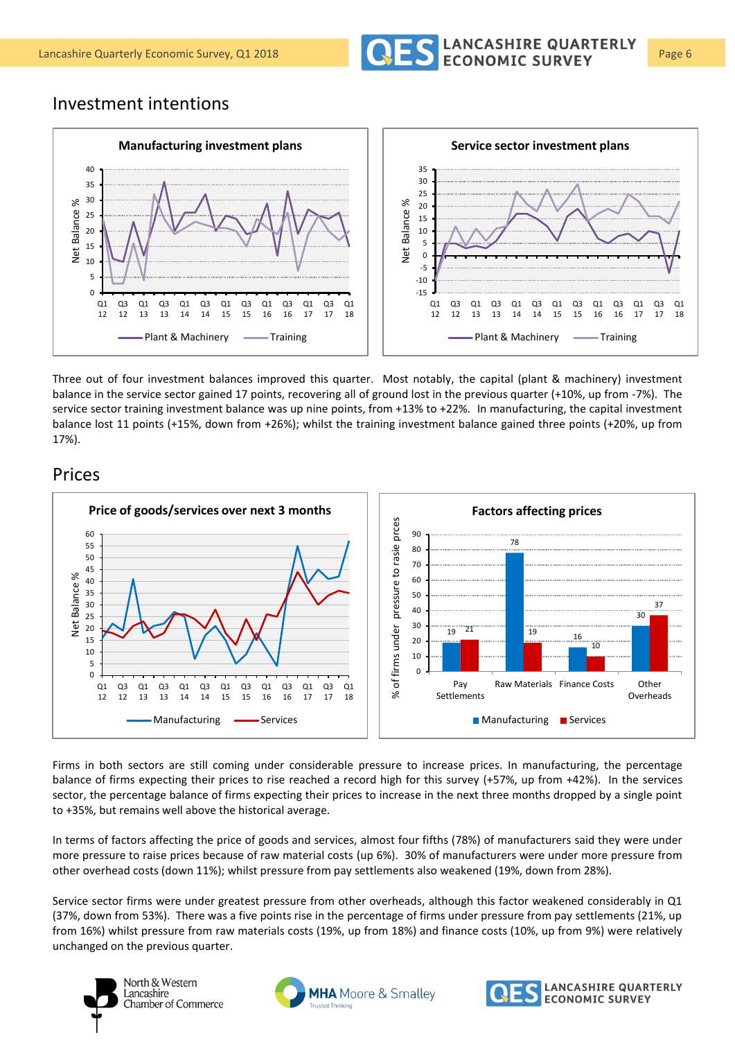## Investment intentions

Three out of four investment balances improved this quarter. Most notably, the capital (plant & machinery) investment balance in the service sector gained 17 points, recovering all of ground lost in the previous quarter (+10%, up from -7%). The service sector training investment balance was up nine points, from +13% to +22%. In manufacturing, the capital investment balance lost 11 points (+15%, down from +26%); whilst the training investment balance gained three points (+20%, up from 17%).

## Prices

Firms in both sectors are still coming under considerable pressure to increase prices. In manufacturing, the percentage balance of firms expecting their prices to rise reached a record high for this survey (+57%, up from +42%). In the services sector, the percentage balance of firms expecting their prices to increase in the next three months dropped by a single point to +35%, but remains well above the historical average.

In terms of factors affecting the price of goods and services, almost four fifths (78%) of manufacturers said they were under more pressure to raise prices because of raw material costs (up 6%). 30% of manufacturers were under more pressure from other overhead costs (down 11%); whilst pressure from pay settlements also weakened (19%, down from 28%).

Service sector firms were under greatest pressure from other overheads, although this factor weakened considerably in Q1 (37%, down from 53%). There was a five points rise in the percentage of firms under pressure from pay settlements (21%, up from 16%) whilst pressure from raw materials costs (19%, up from 18%) and finance costs (10%, up from 9%) were relatively unchanged on the previous quarter.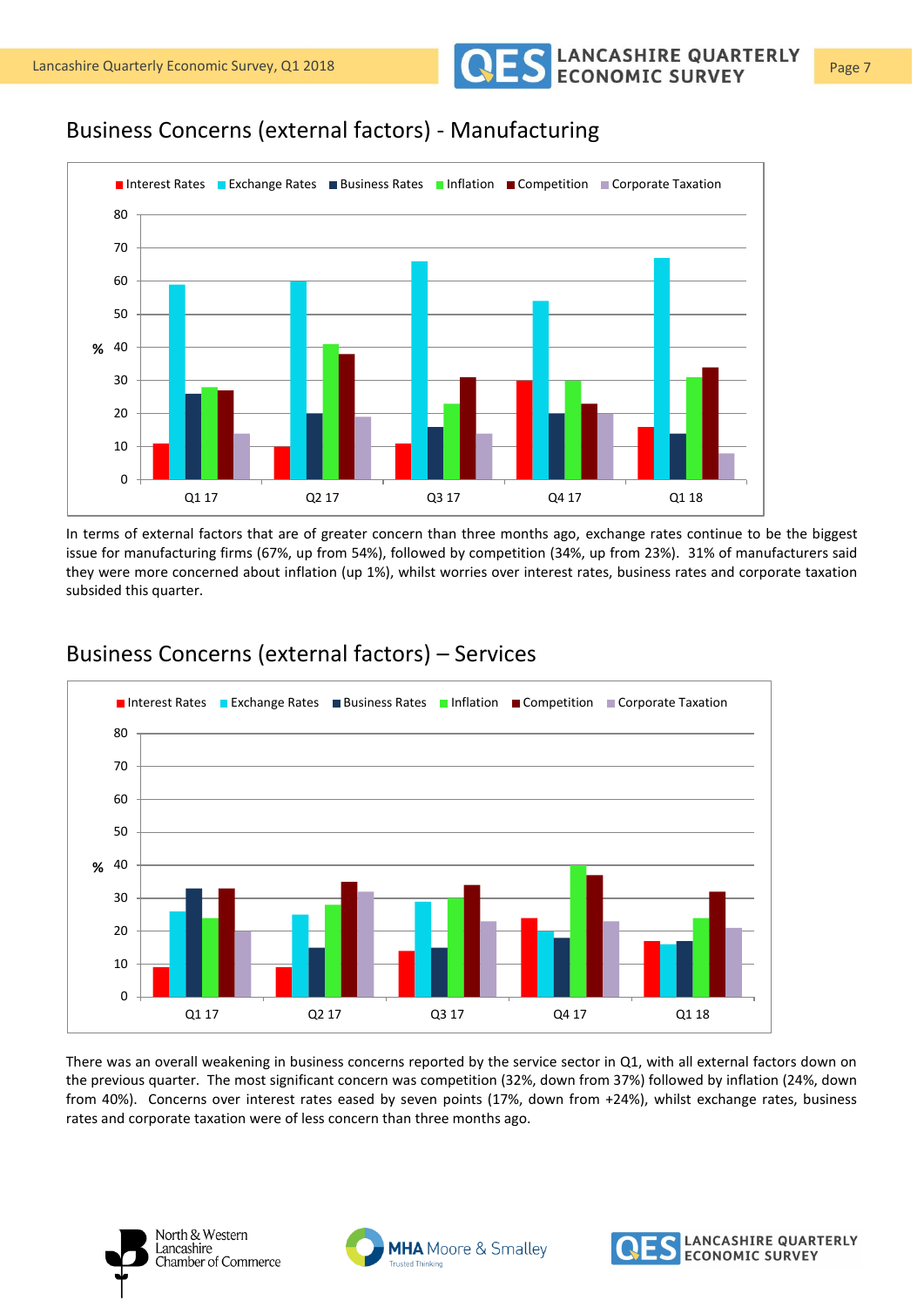## Business Concerns (external factors) - Manufacturing

In terms of external factors that are of greater concern than three months ago, exchange rates continue to be the biggest issue for manufacturing firms (67%, up from 54%), followed by competition (34%, up from 23%). 31% of manufacturers said they were more concerned about inflation (up 1%), whilst worries over interest rates, business rates and corporate taxation subsided this quarter.

## Business Concerns (external factors) – Services

There was an overall weakening in business concerns reported by the service sector in Q1, with all external factors down on the previous quarter. The most significant concern was competition (32%, down from 37%) followed by inflation (24%, down from 40%). Concerns over interest rates eased by seven points (17%, down from +24%), whilst exchange rates, business rates and corporate taxation were of less concern than three months ago.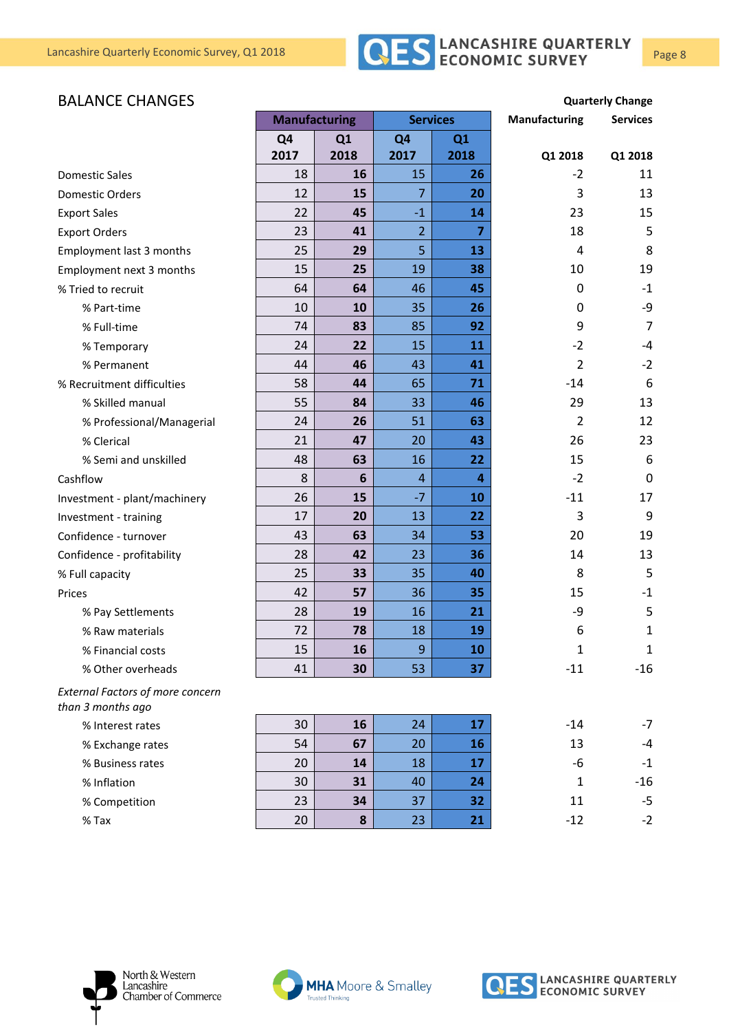## BALANCE CHANGES

| | Manufacturing | | Services | | Quarterly Change | |
|---|---|---|---|---|---|---|
| | Q4 2017 | Q1 2018 | Q4 2017 | Q1 2018 | Manufacturing Q1 2018 | Services Q1 2018 |
| Domestic Sales | 18 | **16** | 15 | **26** | -2 | 11 |
| Domestic Orders | 12 | **15** | 7 | **20** | 3 | 13 |
| Export Sales | 22 | **45** | -1 | **14** | 23 | 15 |
| Export Orders | 23 | **41** | 2 | **7** | 18 | 5 |
| Employment last 3 months | 25 | **29** | 5 | **13** | 4 | 8 |
| Employment next 3 months | 15 | **25** | 19 | **38** | 10 | 19 |
| % Tried to recruit | 64 | **64** | 46 | **45** | 0 | -1 |
| % Part-time | 10 | **10** | 35 | **26** | 0 | -9 |
| % Full-time | 74 | **83** | 85 | **92** | 9 | 7 |
| % Temporary | 24 | **22** | 15 | **11** | -2 | -4 |
| % Permanent | 44 | **46** | 43 | **41** | 2 | -2 |
| % Recruitment difficulties | 58 | **44** | 65 | **71** | -14 | 6 |
| % Skilled manual | 55 | **84** | 33 | **46** | 29 | 13 |
| % Professional/Managerial | 24 | **26** | 51 | **63** | 2 | 12 |
| % Clerical | 21 | **47** | 20 | **43** | 26 | 23 |
| % Semi and unskilled | 48 | **63** | 16 | **22** | 15 | 6 |
| Cashflow | 8 | **6** | 4 | **4** | -2 | 0 |
| Investment - plant/machinery | 26 | **15** | -7 | **10** | -11 | 17 |
| Investment - training | 17 | **20** | 13 | **22** | 3 | 9 |
| Confidence - turnover | 43 | **63** | 34 | **53** | 20 | 19 |
| Confidence - profitability | 28 | **42** | 23 | **36** | 14 | 13 |
| % Full capacity | 25 | **33** | 35 | **40** | 8 | 5 |
| Prices | 42 | **57** | 36 | **35** | 15 | -1 |
| % Pay Settlements | 28 | **19** | 16 | **21** | -9 | 5 |
| % Raw materials | 72 | **78** | 18 | **19** | 6 | 1 |
| % Financial costs | 15 | **16** | 9 | **10** | 1 | 1 |
| % Other overheads | 41 | **30** | 53 | **37** | -11 | -16 |
| *External Factors of more concern than 3 months ago* | | | | | | |
| % Interest rates | 30 | **16** | 24 | **17** | -14 | -7 |
| % Exchange rates | 54 | **67** | 20 | **16** | 13 | -4 |
| % Business rates | 20 | **14** | 18 | **17** | -6 | -1 |
| % Inflation | 30 | **31** | 40 | **24** | 1 | -16 |
| % Competition | 23 | **34** | 37 | **32** | 11 | -5 |
| % Tax | 20 | **8** | 23 | **21** | -12 | -2 |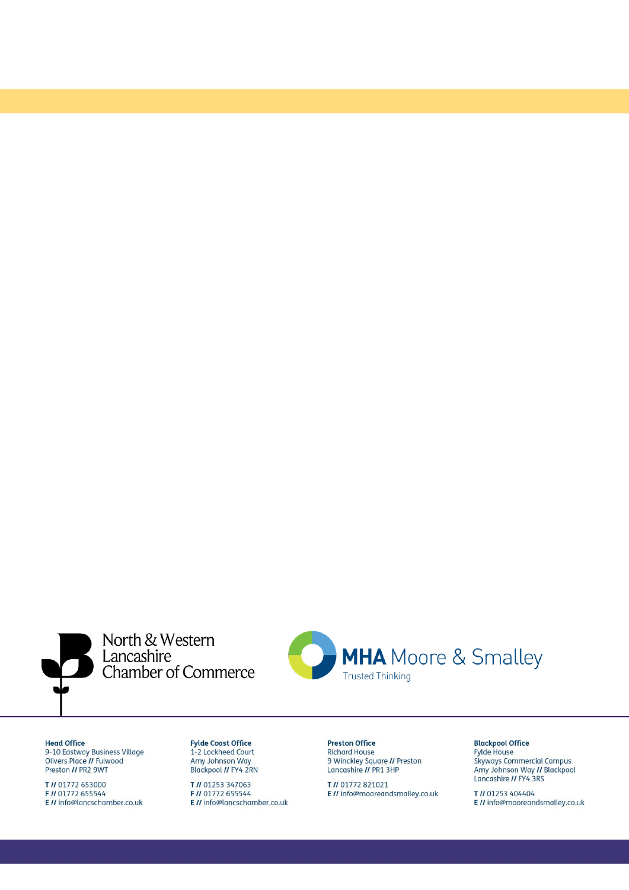North & Western Lancashire Chamber of Commerce

MHA Moore & Smalley
Trusted Thinking

**Head Office**
9-10 Eastway Business Village
Olivers Place // Fulwood
Preston // PR2 9WT

T // 01772 653000
F // 01772 655544
E // info@lancschamber.co.uk

**Fylde Coast Office**
1-2 Lockheed Court
Amy Johnson Way
Blackpool // FY4 2RN

T // 01253 347063
F // 01772 655544
E // info@lancschamber.co.uk

**Preston Office**
Richard House
9 Winckley Square // Preston
Lancashire // PR1 3HP

T // 01772 821021
E // info@mooreandsmalley.co.uk

**Blackpool Office**
Fylde House
Skyways Commercial Campus
Amy Johnson Way // Blackpool
Lancashire // FY4 3RS

T // 01253 404404
E // info@mooreandsmalley.co.uk